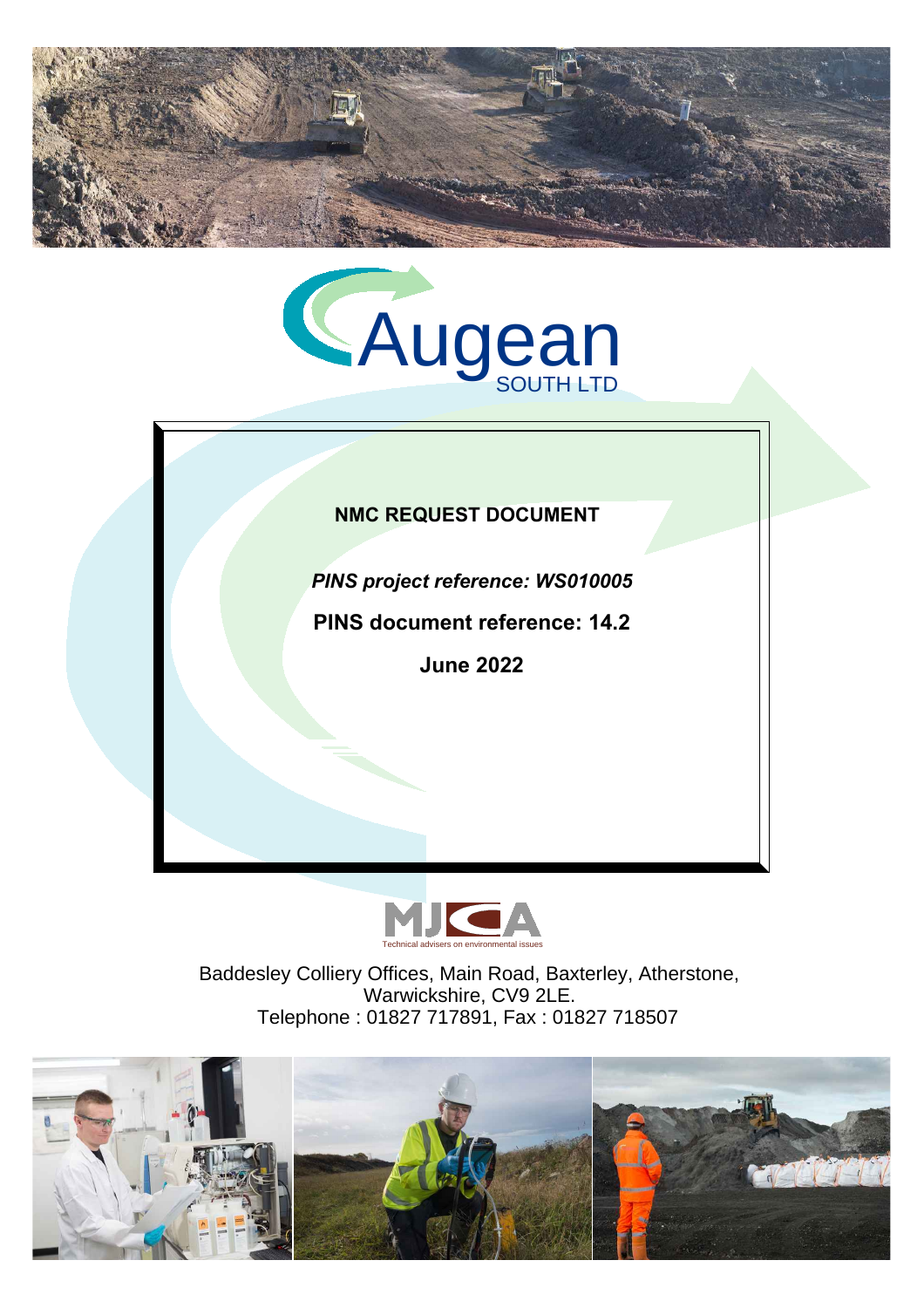Augean
SOUTH LTD

# NMC REQUEST DOCUMENT

***PINS project reference: WS010005***

**PINS document reference: 14.2**

**June 2022**

MJCA
Technical advisers on environmental issues

Baddesley Colliery Offices, Main Road, Baxterley, Atherstone, Warwickshire, CV9 2LE.
Telephone : 01827 717891, Fax : 01827 718507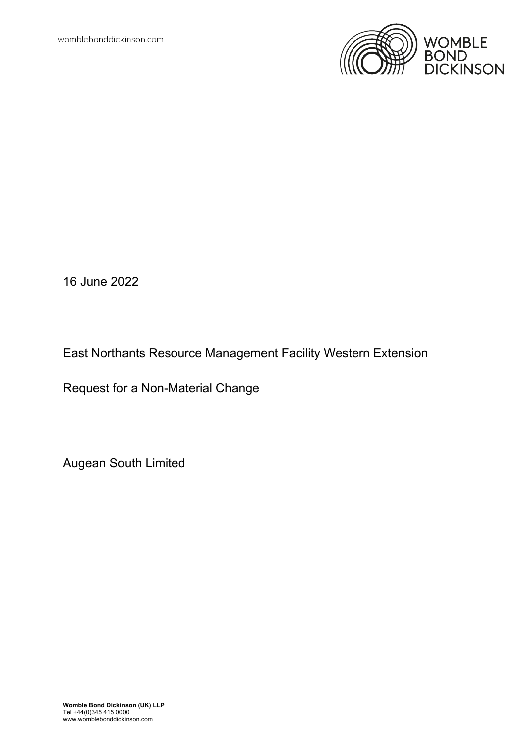16 June 2022

East Northants Resource Management Facility Western Extension

Request for a Non-Material Change

Augean South Limited

**Womble Bond Dickinson (UK) LLP**
Tel +44(0)345 415 0000
www.womblebonddickinson.com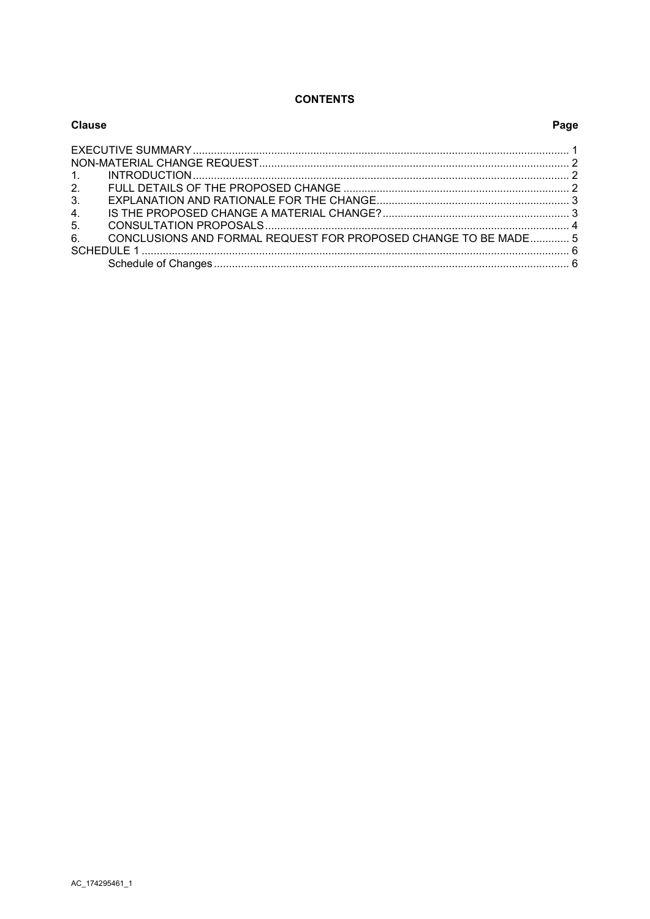**CONTENTS**

| Clause | | Page |
|---|---|---|
| EXECUTIVE SUMMARY | | 1 |
| NON-MATERIAL CHANGE REQUEST | | 2 |
| 1. | INTRODUCTION | 2 |
| 2. | FULL DETAILS OF THE PROPOSED CHANGE | 2 |
| 3. | EXPLANATION AND RATIONALE FOR THE CHANGE | 3 |
| 4. | IS THE PROPOSED CHANGE A MATERIAL CHANGE? | 3 |
| 5. | CONSULTATION PROPOSALS | 4 |
| 6. | CONCLUSIONS AND FORMAL REQUEST FOR PROPOSED CHANGE TO BE MADE | 5 |
| SCHEDULE 1 | | 6 |
| | Schedule of Changes | 6 |

AC_174295461_1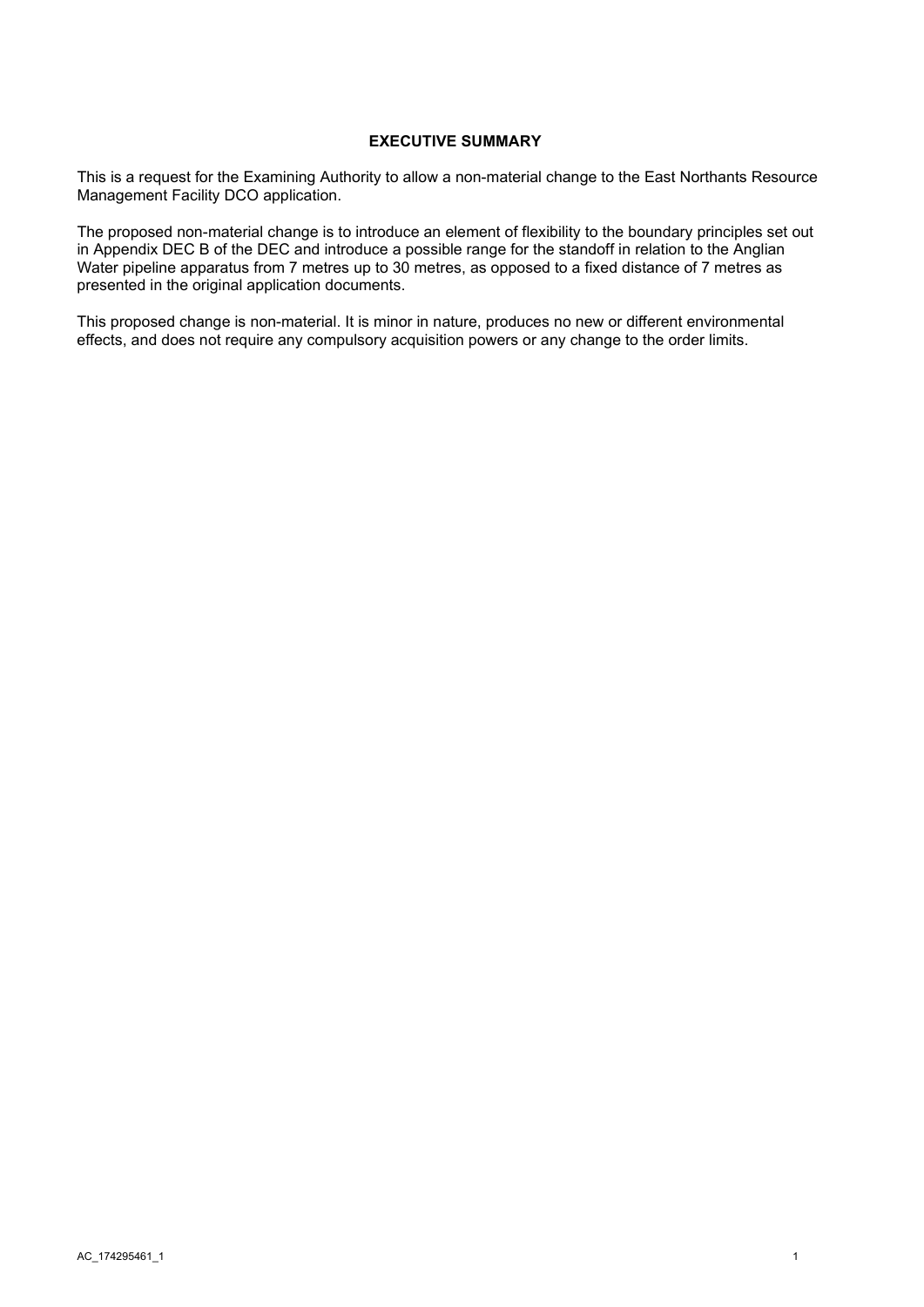## EXECUTIVE SUMMARY

This is a request for the Examining Authority to allow a non-material change to the East Northants Resource Management Facility DCO application.

The proposed non-material change is to introduce an element of flexibility to the boundary principles set out in Appendix DEC B of the DEC and introduce a possible range for the standoff in relation to the Anglian Water pipeline apparatus from 7 metres up to 30 metres, as opposed to a fixed distance of 7 metres as presented in the original application documents.

This proposed change is non-material. It is minor in nature, produces no new or different environmental effects, and does not require any compulsory acquisition powers or any change to the order limits.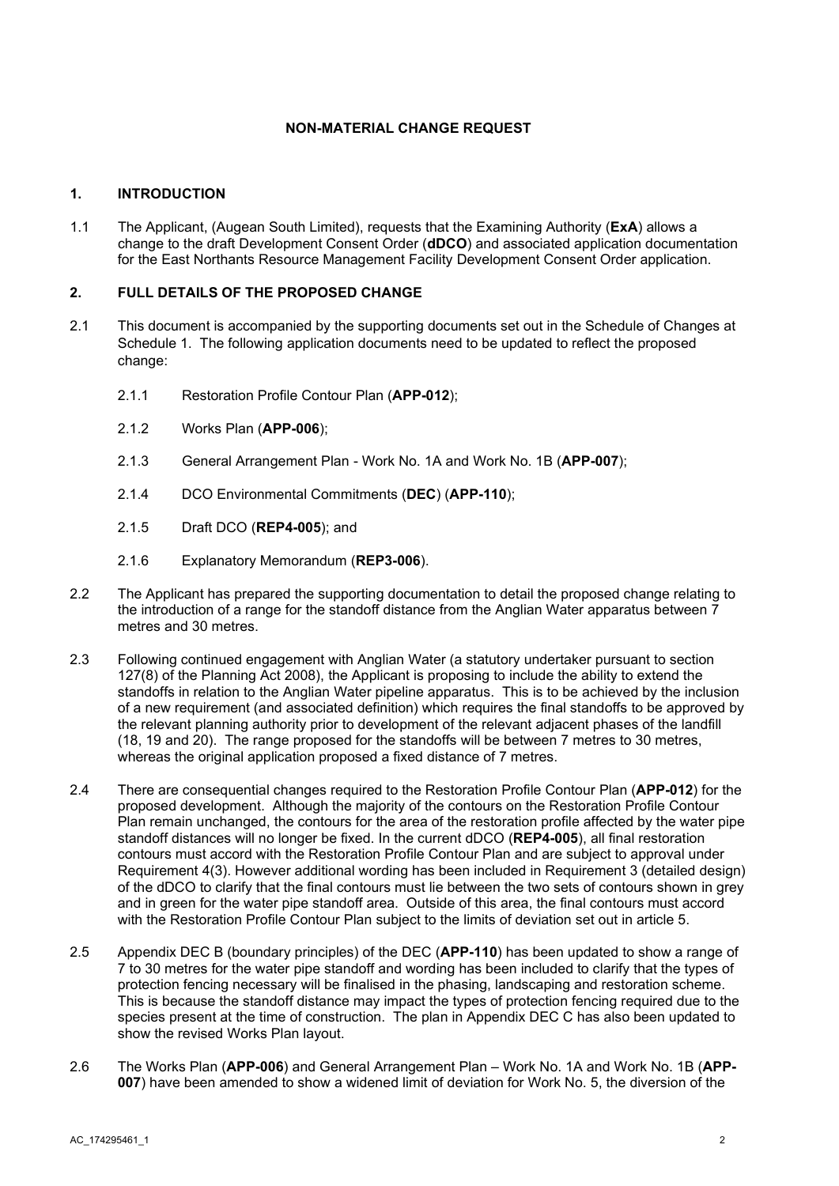## NON-MATERIAL CHANGE REQUEST

### 1. INTRODUCTION

1.1 The Applicant, (Augean South Limited), requests that the Examining Authority (**ExA**) allows a change to the draft Development Consent Order (**dDCO**) and associated application documentation for the East Northants Resource Management Facility Development Consent Order application.

### 2. FULL DETAILS OF THE PROPOSED CHANGE

2.1 This document is accompanied by the supporting documents set out in the Schedule of Changes at Schedule 1. The following application documents need to be updated to reflect the proposed change:

2.1.1 Restoration Profile Contour Plan (**APP-012**);

2.1.2 Works Plan (**APP-006**);

2.1.3 General Arrangement Plan - Work No. 1A and Work No. 1B (**APP-007**);

2.1.4 DCO Environmental Commitments (**DEC**) (**APP-110**);

2.1.5 Draft DCO (**REP4-005**); and

2.1.6 Explanatory Memorandum (**REP3-006**).

2.2 The Applicant has prepared the supporting documentation to detail the proposed change relating to the introduction of a range for the standoff distance from the Anglian Water apparatus between 7 metres and 30 metres.

2.3 Following continued engagement with Anglian Water (a statutory undertaker pursuant to section 127(8) of the Planning Act 2008), the Applicant is proposing to include the ability to extend the standoffs in relation to the Anglian Water pipeline apparatus. This is to be achieved by the inclusion of a new requirement (and associated definition) which requires the final standoffs to be approved by the relevant planning authority prior to development of the relevant adjacent phases of the landfill (18, 19 and 20). The range proposed for the standoffs will be between 7 metres to 30 metres, whereas the original application proposed a fixed distance of 7 metres.

2.4 There are consequential changes required to the Restoration Profile Contour Plan (**APP-012**) for the proposed development. Although the majority of the contours on the Restoration Profile Contour Plan remain unchanged, the contours for the area of the restoration profile affected by the water pipe standoff distances will no longer be fixed. In the current dDCO (**REP4-005**), all final restoration contours must accord with the Restoration Profile Contour Plan and are subject to approval under Requirement 4(3). However additional wording has been included in Requirement 3 (detailed design) of the dDCO to clarify that the final contours must lie between the two sets of contours shown in grey and in green for the water pipe standoff area. Outside of this area, the final contours must accord with the Restoration Profile Contour Plan subject to the limits of deviation set out in article 5.

2.5 Appendix DEC B (boundary principles) of the DEC (**APP-110**) has been updated to show a range of 7 to 30 metres for the water pipe standoff and wording has been included to clarify that the types of protection fencing necessary will be finalised in the phasing, landscaping and restoration scheme. This is because the standoff distance may impact the types of protection fencing required due to the species present at the time of construction. The plan in Appendix DEC C has also been updated to show the revised Works Plan layout.

2.6 The Works Plan (**APP-006**) and General Arrangement Plan – Work No. 1A and Work No. 1B (**APP-007**) have been amended to show a widened limit of deviation for Work No. 5, the diversion of the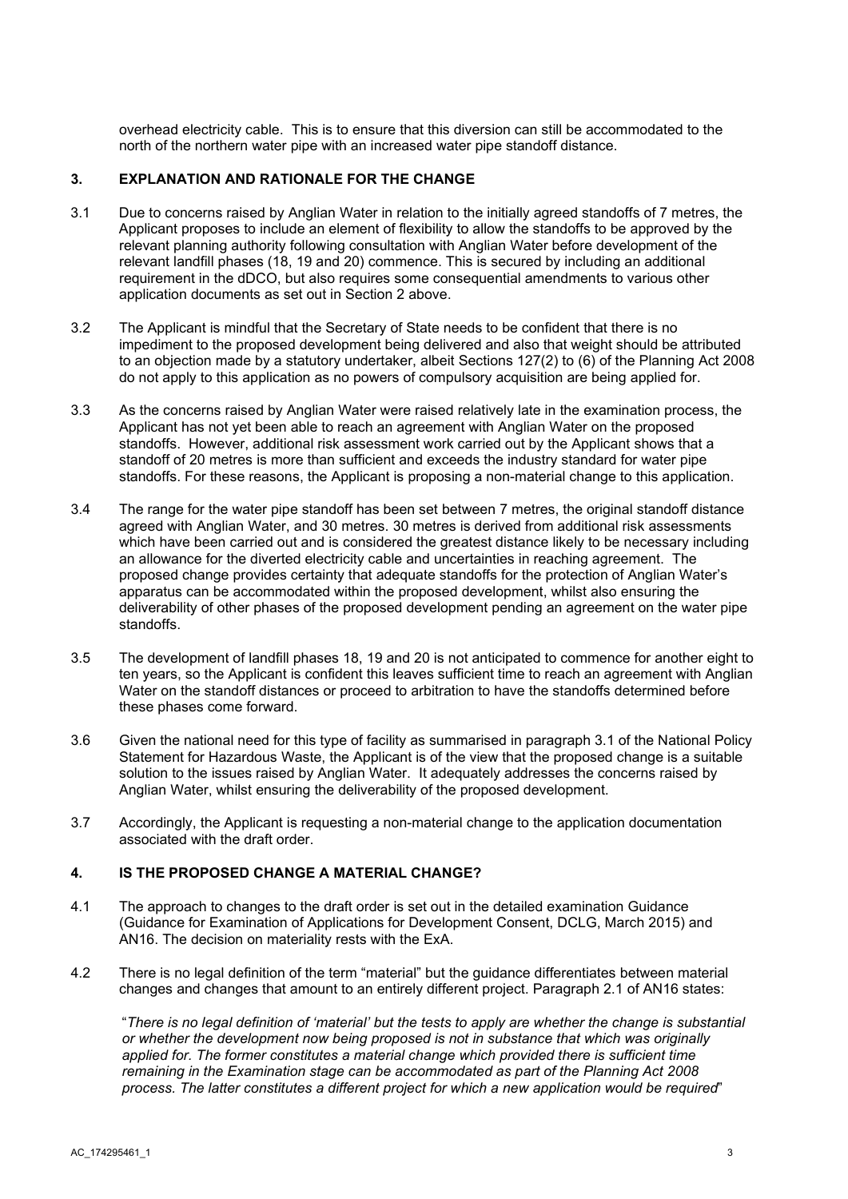overhead electricity cable. This is to ensure that this diversion can still be accommodated to the north of the northern water pipe with an increased water pipe standoff distance.

## 3. EXPLANATION AND RATIONALE FOR THE CHANGE

3.1 Due to concerns raised by Anglian Water in relation to the initially agreed standoffs of 7 metres, the Applicant proposes to include an element of flexibility to allow the standoffs to be approved by the relevant planning authority following consultation with Anglian Water before development of the relevant landfill phases (18, 19 and 20) commence. This is secured by including an additional requirement in the dDCO, but also requires some consequential amendments to various other application documents as set out in Section 2 above.

3.2 The Applicant is mindful that the Secretary of State needs to be confident that there is no impediment to the proposed development being delivered and also that weight should be attributed to an objection made by a statutory undertaker, albeit Sections 127(2) to (6) of the Planning Act 2008 do not apply to this application as no powers of compulsory acquisition are being applied for.

3.3 As the concerns raised by Anglian Water were raised relatively late in the examination process, the Applicant has not yet been able to reach an agreement with Anglian Water on the proposed standoffs. However, additional risk assessment work carried out by the Applicant shows that a standoff of 20 metres is more than sufficient and exceeds the industry standard for water pipe standoffs. For these reasons, the Applicant is proposing a non-material change to this application.

3.4 The range for the water pipe standoff has been set between 7 metres, the original standoff distance agreed with Anglian Water, and 30 metres. 30 metres is derived from additional risk assessments which have been carried out and is considered the greatest distance likely to be necessary including an allowance for the diverted electricity cable and uncertainties in reaching agreement. The proposed change provides certainty that adequate standoffs for the protection of Anglian Water's apparatus can be accommodated within the proposed development, whilst also ensuring the deliverability of other phases of the proposed development pending an agreement on the water pipe standoffs.

3.5 The development of landfill phases 18, 19 and 20 is not anticipated to commence for another eight to ten years, so the Applicant is confident this leaves sufficient time to reach an agreement with Anglian Water on the standoff distances or proceed to arbitration to have the standoffs determined before these phases come forward.

3.6 Given the national need for this type of facility as summarised in paragraph 3.1 of the National Policy Statement for Hazardous Waste, the Applicant is of the view that the proposed change is a suitable solution to the issues raised by Anglian Water. It adequately addresses the concerns raised by Anglian Water, whilst ensuring the deliverability of the proposed development.

3.7 Accordingly, the Applicant is requesting a non-material change to the application documentation associated with the draft order.

## 4. IS THE PROPOSED CHANGE A MATERIAL CHANGE?

4.1 The approach to changes to the draft order is set out in the detailed examination Guidance (Guidance for Examination of Applications for Development Consent, DCLG, March 2015) and AN16. The decision on materiality rests with the ExA.

4.2 There is no legal definition of the term "material" but the guidance differentiates between material changes and changes that amount to an entirely different project. Paragraph 2.1 of AN16 states:

"*There is no legal definition of 'material' but the tests to apply are whether the change is substantial or whether the development now being proposed is not in substance that which was originally applied for. The former constitutes a material change which provided there is sufficient time remaining in the Examination stage can be accommodated as part of the Planning Act 2008 process. The latter constitutes a different project for which a new application would be required*"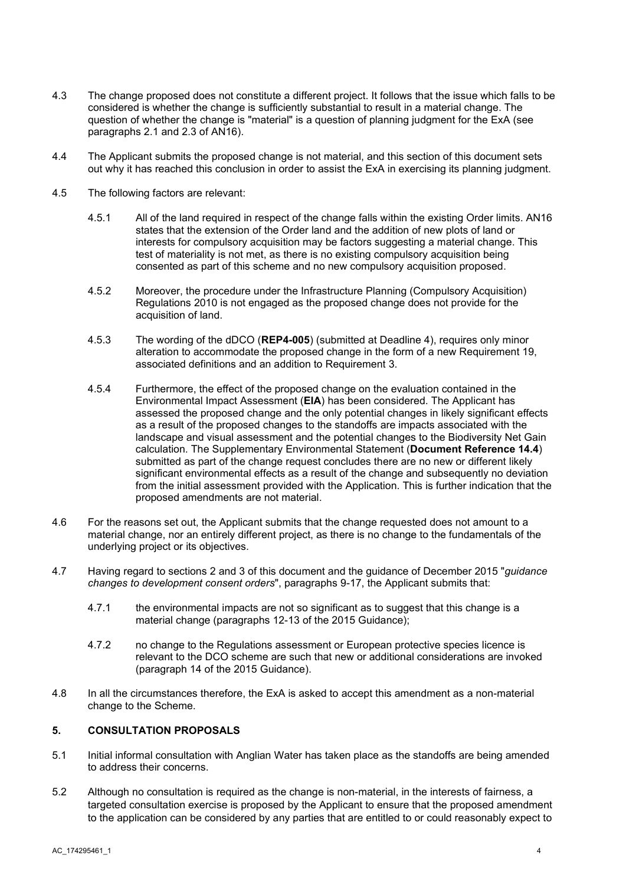4.3 The change proposed does not constitute a different project. It follows that the issue which falls to be considered is whether the change is sufficiently substantial to result in a material change. The question of whether the change is "material" is a question of planning judgment for the ExA (see paragraphs 2.1 and 2.3 of AN16).

4.4 The Applicant submits the proposed change is not material, and this section of this document sets out why it has reached this conclusion in order to assist the ExA in exercising its planning judgment.

4.5 The following factors are relevant:

4.5.1 All of the land required in respect of the change falls within the existing Order limits. AN16 states that the extension of the Order land and the addition of new plots of land or interests for compulsory acquisition may be factors suggesting a material change. This test of materiality is not met, as there is no existing compulsory acquisition being consented as part of this scheme and no new compulsory acquisition proposed.

4.5.2 Moreover, the procedure under the Infrastructure Planning (Compulsory Acquisition) Regulations 2010 is not engaged as the proposed change does not provide for the acquisition of land.

4.5.3 The wording of the dDCO (**REP4-005**) (submitted at Deadline 4), requires only minor alteration to accommodate the proposed change in the form of a new Requirement 19, associated definitions and an addition to Requirement 3.

4.5.4 Furthermore, the effect of the proposed change on the evaluation contained in the Environmental Impact Assessment (**EIA**) has been considered. The Applicant has assessed the proposed change and the only potential changes in likely significant effects as a result of the proposed changes to the standoffs are impacts associated with the landscape and visual assessment and the potential changes to the Biodiversity Net Gain calculation. The Supplementary Environmental Statement (**Document Reference 14.4**) submitted as part of the change request concludes there are no new or different likely significant environmental effects as a result of the change and subsequently no deviation from the initial assessment provided with the Application. This is further indication that the proposed amendments are not material.

4.6 For the reasons set out, the Applicant submits that the change requested does not amount to a material change, nor an entirely different project, as there is no change to the fundamentals of the underlying project or its objectives.

4.7 Having regard to sections 2 and 3 of this document and the guidance of December 2015 "*guidance changes to development consent orders*", paragraphs 9-17, the Applicant submits that:

4.7.1 the environmental impacts are not so significant as to suggest that this change is a material change (paragraphs 12-13 of the 2015 Guidance);

4.7.2 no change to the Regulations assessment or European protective species licence is relevant to the DCO scheme are such that new or additional considerations are invoked (paragraph 14 of the 2015 Guidance).

4.8 In all the circumstances therefore, the ExA is asked to accept this amendment as a non-material change to the Scheme.

## 5. CONSULTATION PROPOSALS

5.1 Initial informal consultation with Anglian Water has taken place as the standoffs are being amended to address their concerns.

5.2 Although no consultation is required as the change is non-material, in the interests of fairness, a targeted consultation exercise is proposed by the Applicant to ensure that the proposed amendment to the application can be considered by any parties that are entitled to or could reasonably expect to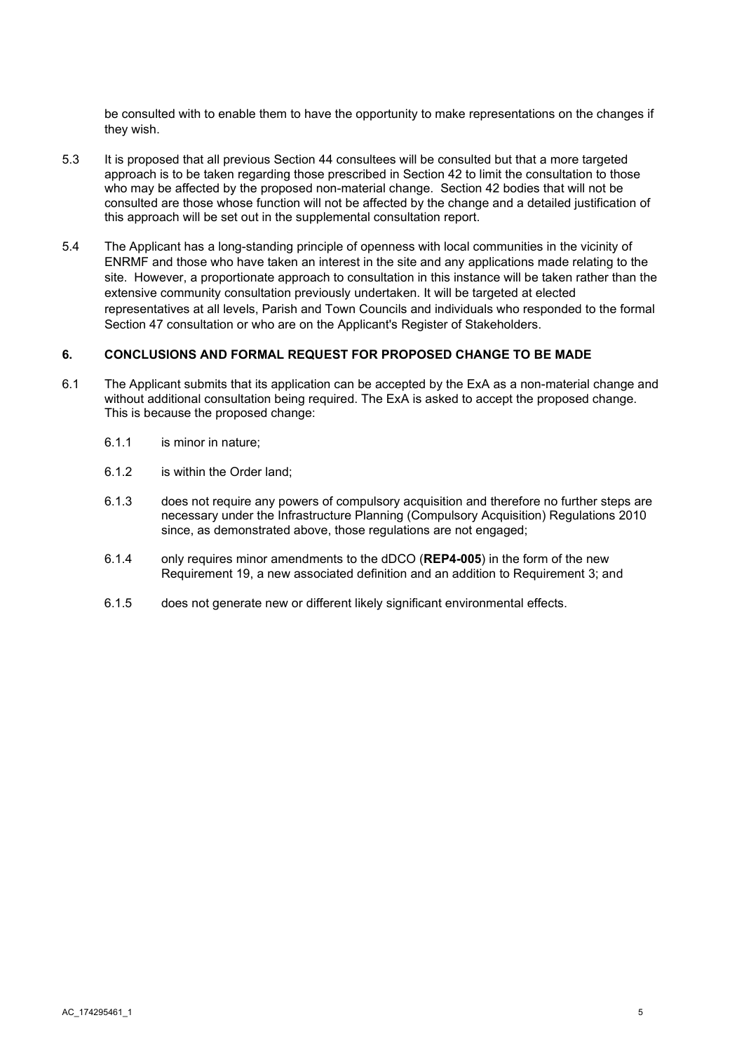be consulted with to enable them to have the opportunity to make representations on the changes if they wish.

5.3 It is proposed that all previous Section 44 consultees will be consulted but that a more targeted approach is to be taken regarding those prescribed in Section 42 to limit the consultation to those who may be affected by the proposed non-material change. Section 42 bodies that will not be consulted are those whose function will not be affected by the change and a detailed justification of this approach will be set out in the supplemental consultation report.

5.4 The Applicant has a long-standing principle of openness with local communities in the vicinity of ENRMF and those who have taken an interest in the site and any applications made relating to the site. However, a proportionate approach to consultation in this instance will be taken rather than the extensive community consultation previously undertaken. It will be targeted at elected representatives at all levels, Parish and Town Councils and individuals who responded to the formal Section 47 consultation or who are on the Applicant's Register of Stakeholders.

## 6. CONCLUSIONS AND FORMAL REQUEST FOR PROPOSED CHANGE TO BE MADE

6.1 The Applicant submits that its application can be accepted by the ExA as a non-material change and without additional consultation being required. The ExA is asked to accept the proposed change. This is because the proposed change:

6.1.1 is minor in nature;

6.1.2 is within the Order land;

6.1.3 does not require any powers of compulsory acquisition and therefore no further steps are necessary under the Infrastructure Planning (Compulsory Acquisition) Regulations 2010 since, as demonstrated above, those regulations are not engaged;

6.1.4 only requires minor amendments to the dDCO (**REP4-005**) in the form of the new Requirement 19, a new associated definition and an addition to Requirement 3; and

6.1.5 does not generate new or different likely significant environmental effects.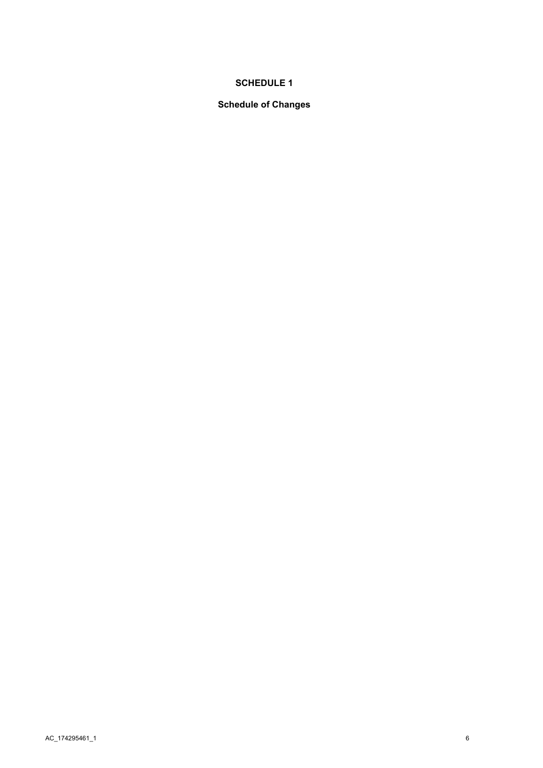# SCHEDULE 1

## Schedule of Changes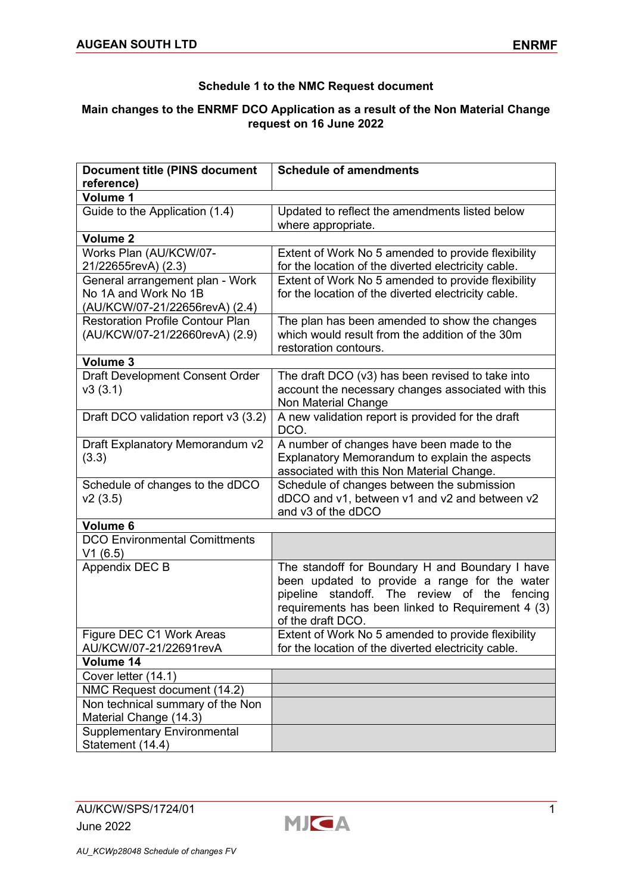**Schedule 1 to the NMC Request document**

**Main changes to the ENRMF DCO Application as a result of the Non Material Change request on 16 June 2022**

| Document title (PINS document reference) | Schedule of amendments |
|---|---|
| **Volume 1** | |
| Guide to the Application (1.4) | Updated to reflect the amendments listed below where appropriate. |
| **Volume 2** | |
| Works Plan (AU/KCW/07-21/22655revA) (2.3) | Extent of Work No 5 amended to provide flexibility for the location of the diverted electricity cable. |
| General arrangement plan - Work No 1A and Work No 1B (AU/KCW/07-21/22656revA) (2.4) | Extent of Work No 5 amended to provide flexibility for the location of the diverted electricity cable. |
| Restoration Profile Contour Plan (AU/KCW/07-21/22660revA) (2.9) | The plan has been amended to show the changes which would result from the addition of the 30m restoration contours. |
| **Volume 3** | |
| Draft Development Consent Order v3 (3.1) | The draft DCO (v3) has been revised to take into account the necessary changes associated with this Non Material Change |
| Draft DCO validation report v3 (3.2) | A new validation report is provided for the draft DCO. |
| Draft Explanatory Memorandum v2 (3.3) | A number of changes have been made to the Explanatory Memorandum to explain the aspects associated with this Non Material Change. |
| Schedule of changes to the dDCO v2 (3.5) | Schedule of changes between the submission dDCO and v1, between v1 and v2 and between v2 and v3 of the dDCO |
| **Volume 6** | |
| DCO Environmental Comittments V1 (6.5) | |
| Appendix DEC B | The standoff for Boundary H and Boundary I have been updated to provide a range for the water pipeline standoff. The review of the fencing requirements has been linked to Requirement 4 (3) of the draft DCO. |
| Figure DEC C1 Work Areas AU/KCW/07-21/22691revA | Extent of Work No 5 amended to provide flexibility for the location of the diverted electricity cable. |
| **Volume 14** | |
| Cover letter (14.1) | |
| NMC Request document (14.2) | |
| Non technical summary of the Non Material Change (14.3) | |
| Supplementary Environmental Statement (14.4) | |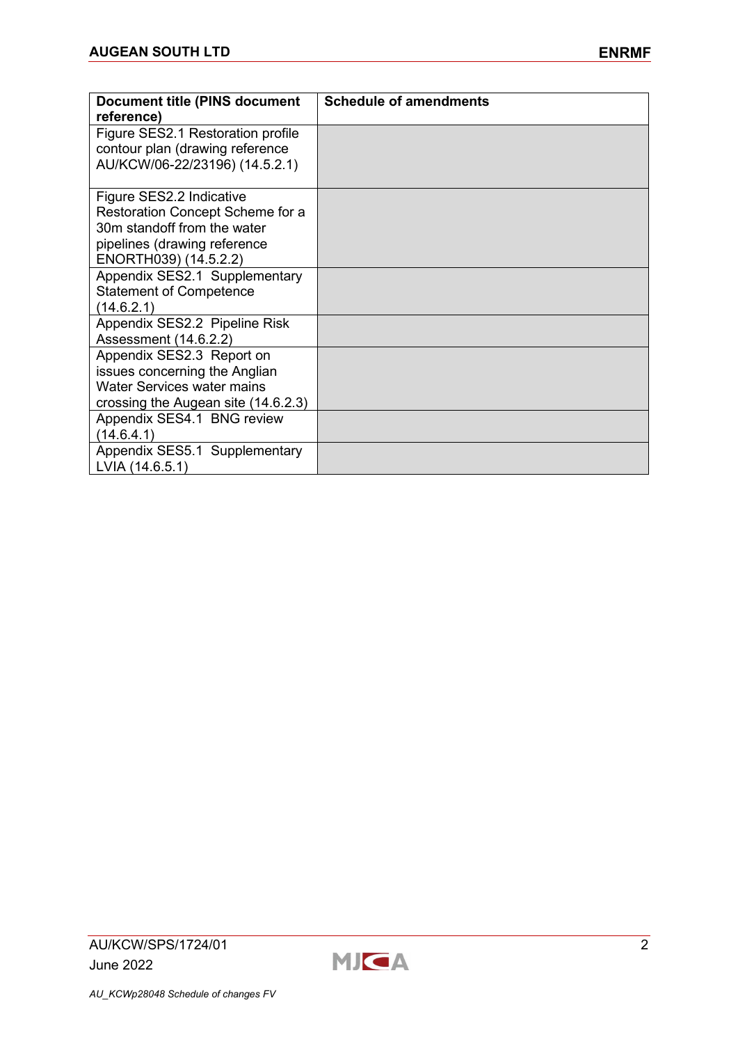| Document title (PINS document reference) | Schedule of amendments |
|---|---|
| Figure SES2.1 Restoration profile contour plan (drawing reference AU/KCW/06-22/23196) (14.5.2.1) | |
| Figure SES2.2 Indicative Restoration Concept Scheme for a 30m standoff from the water pipelines (drawing reference ENORTH039) (14.5.2.2) | |
| Appendix SES2.1 Supplementary Statement of Competence (14.6.2.1) | |
| Appendix SES2.2 Pipeline Risk Assessment (14.6.2.2) | |
| Appendix SES2.3 Report on issues concerning the Anglian Water Services water mains crossing the Augean site (14.6.2.3) | |
| Appendix SES4.1 BNG review (14.6.4.1) | |
| Appendix SES5.1 Supplementary LVIA (14.6.5.1) | |